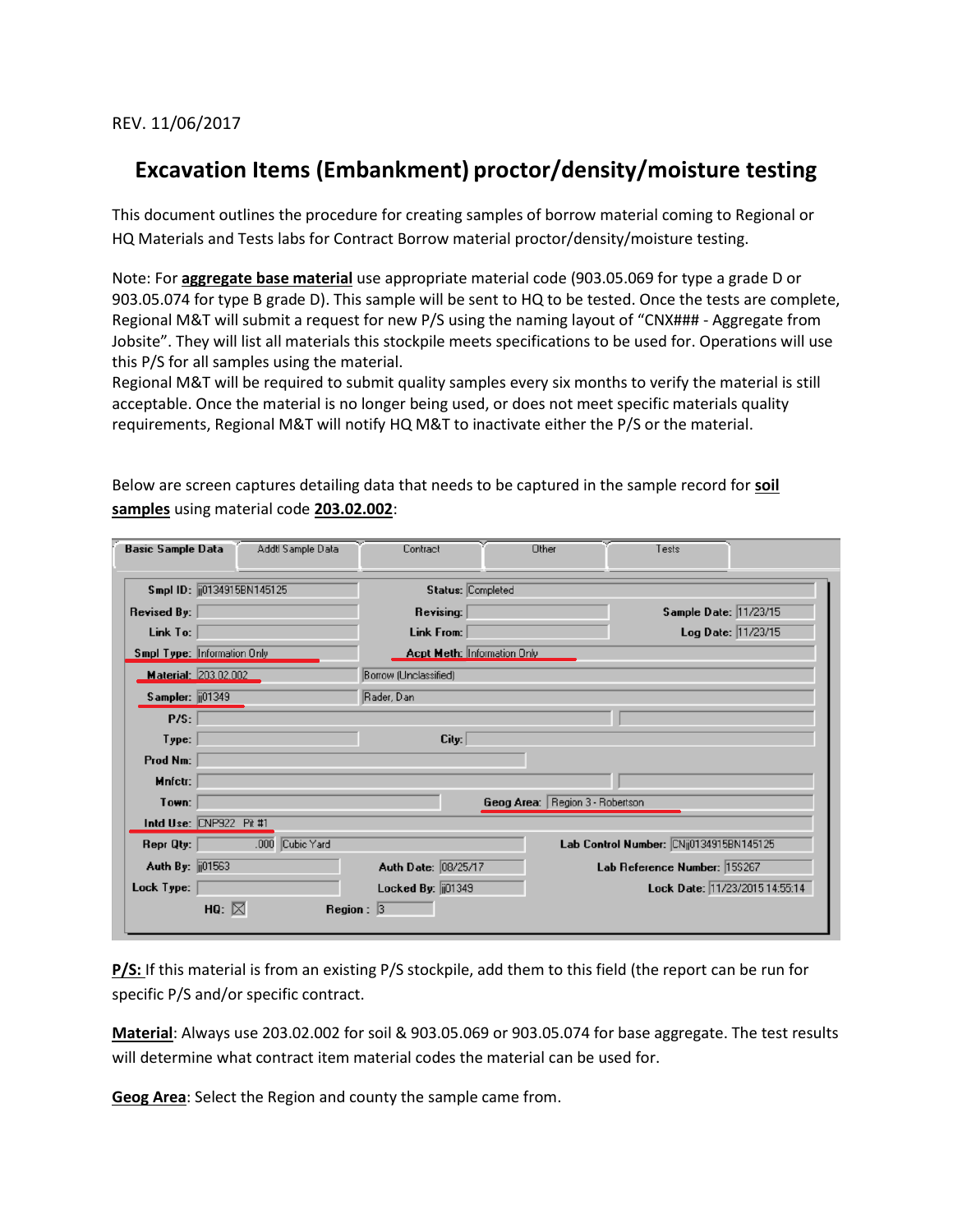REV. 11/06/2017

# Excavation Items (Embankment) proctor/density/moisture testing

This document outlines the procedure for creating samples of borrow material coming to Regional or HQ Materials and Tests labs for Contract Borrow material proctor/density/moisture testing.

Note: For **aggregate base material** use appropriate material code (903.05.069 for type a grade D or 903.05.074 for type B grade D). This sample will be sent to HQ to be tested. Once the tests are complete, Regional M&T will submit a request for new P/S using the naming layout of "CNX### - Aggregate from Jobsite". They will list all materials this stockpile meets specifications to be used for. Operations will use this P/S for all samples using the material.
Regional M&T will be required to submit quality samples every six months to verify the material is still acceptable. Once the material is no longer being used, or does not meet specific materials quality requirements, Regional M&T will notify HQ M&T to inactivate either the P/S or the material.

Below are screen captures detailing data that needs to be captured in the sample record for **soil samples** using material code **203.02.002**:

Basic Sample Data | Addtl Sample Data | Contract | Other | Tests

| Field | Value | Field | Value | Field | Value |
|---|---|---|---|---|---|
| Smpl ID: | jj0134915BN145125 | Status: | Completed | | |
| Revised By: | | Revising: | | Sample Date: | 11/23/15 |
| Link To: | | Link From: | | Log Date: | 11/23/15 |
| Smpl Type: | Information Only | Acpt Meth: | Information Only | | |
| Material: | 203.02.002 | | Borrow (Unclassified) | | |
| Sampler: | jj01349 | | Rader, Dan | | |
| P/S: | | | | | |
| Type: | | City: | | | |
| Prod Nm: | | | | | |
| Mnfctr: | | | | | |
| Town: | | Geog Area: | Region 3 - Robertson | | |
| Intd Use: | CNP922 Pit #1 | | | | |
| Repr Qty: | .000 Cubic Yard | | | Lab Control Number: | CNjj0134915BN145125 |
| Auth By: | jj01563 | Auth Date: | 08/25/17 | Lab Reference Number: | 15S267 |
| Lock Type: | | Locked By: | jj01349 | Lock Date: | 11/23/2015 14:55:14 |
| HQ: | ☒ | Region: | 3 | | |

**P/S:** If this material is from an existing P/S stockpile, add them to this field (the report can be run for specific P/S and/or specific contract.

**Material**: Always use 203.02.002 for soil & 903.05.069 or 903.05.074 for base aggregate. The test results will determine what contract item material codes the material can be used for.

**Geog Area**: Select the Region and county the sample came from.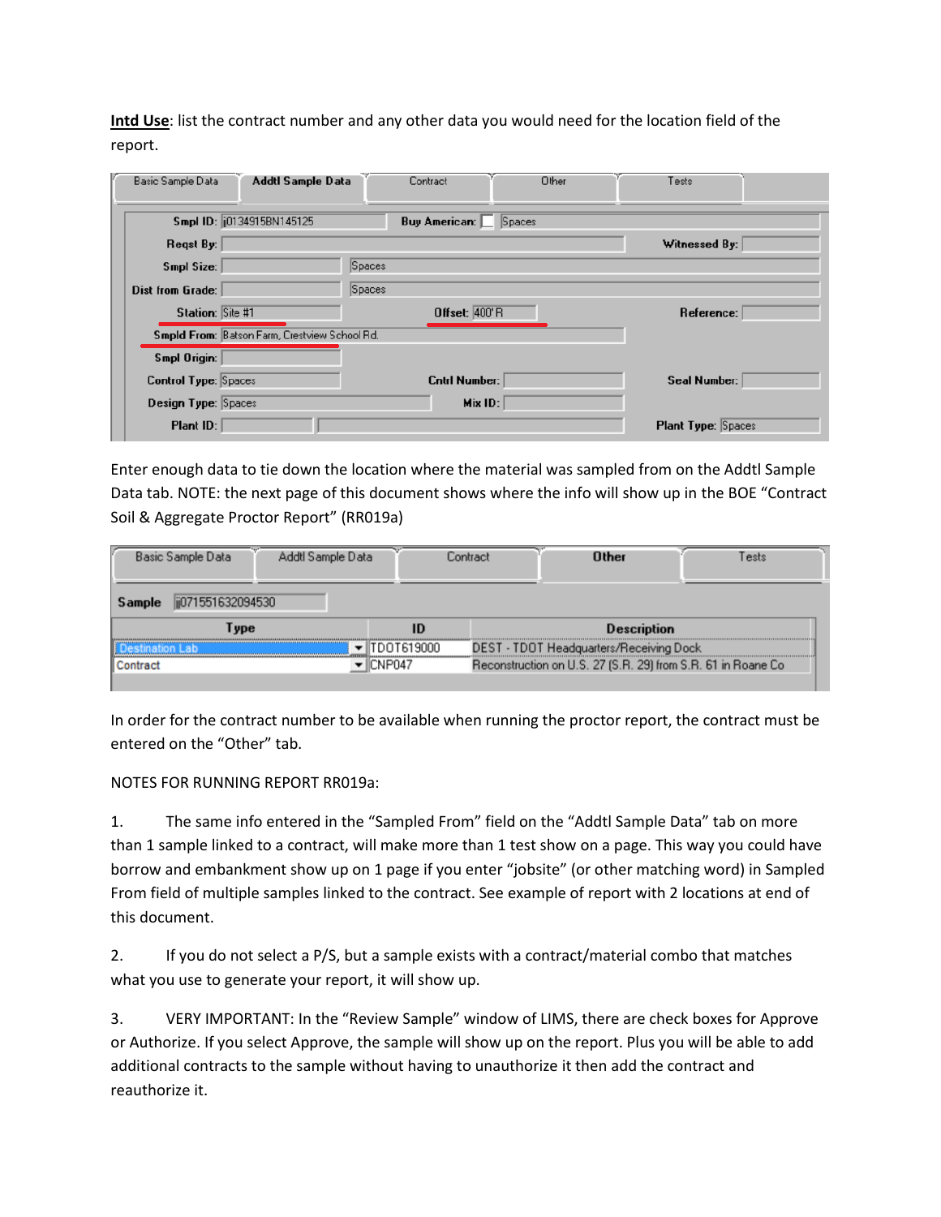**Intd Use**: list the contract number and any other data you would need for the location field of the report.

Enter enough data to tie down the location where the material was sampled from on the Addtl Sample Data tab. NOTE: the next page of this document shows where the info will show up in the BOE "Contract Soil & Aggregate Proctor Report" (RR019a)

In order for the contract number to be available when running the proctor report, the contract must be entered on the "Other" tab.

NOTES FOR RUNNING REPORT RR019a:

1. The same info entered in the "Sampled From" field on the "Addtl Sample Data" tab on more than 1 sample linked to a contract, will make more than 1 test show on a page. This way you could have borrow and embankment show up on 1 page if you enter "jobsite" (or other matching word) in Sampled From field of multiple samples linked to the contract. See example of report with 2 locations at end of this document.

2. If you do not select a P/S, but a sample exists with a contract/material combo that matches what you use to generate your report, it will show up.

3. VERY IMPORTANT: In the "Review Sample" window of LIMS, there are check boxes for Approve or Authorize. If you select Approve, the sample will show up on the report. Plus you will be able to add additional contracts to the sample without having to unauthorize it then add the contract and reauthorize it.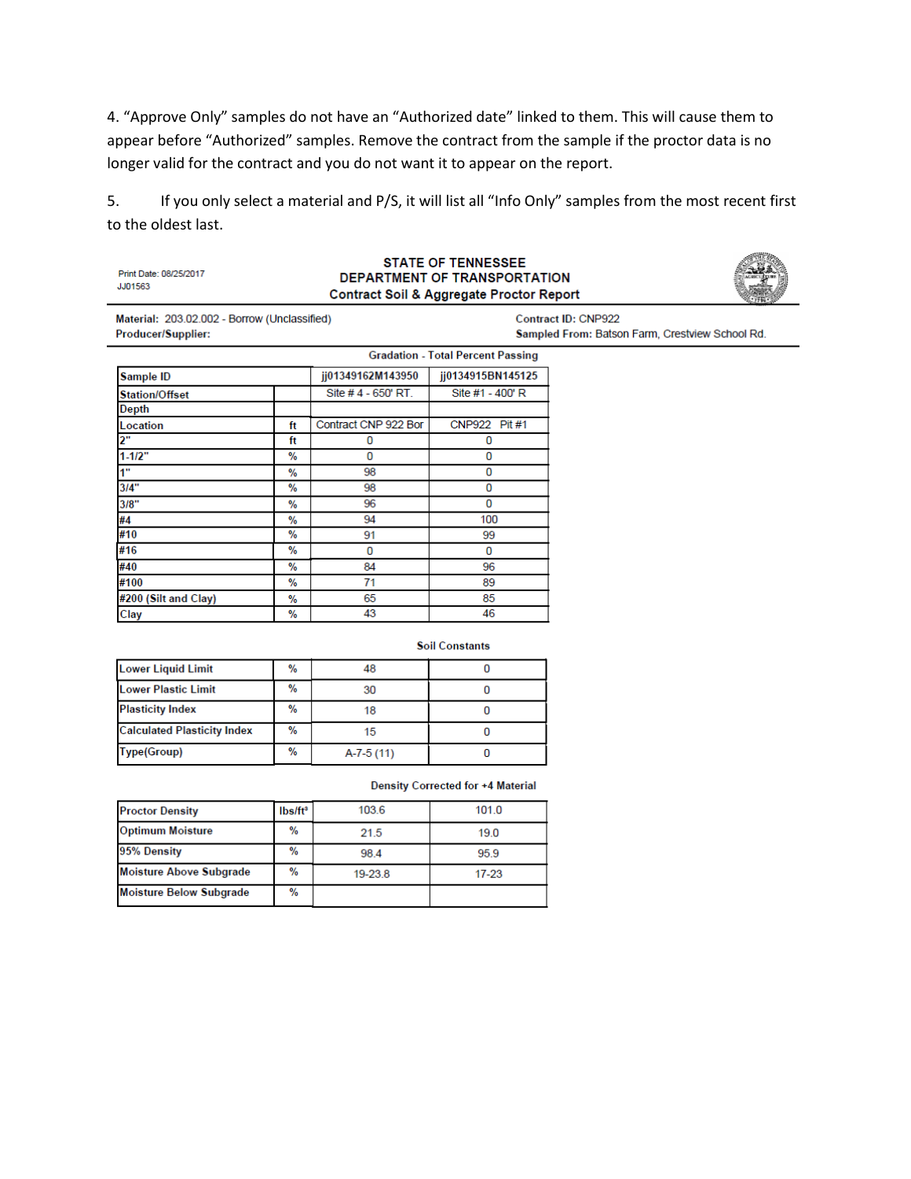4. “Approve Only” samples do not have an “Authorized date” linked to them. This will cause them to appear before “Authorized” samples. Remove the contract from the sample if the proctor data is no longer valid for the contract and you do not want it to appear on the report.

5. If you only select a material and P/S, it will list all “Info Only” samples from the most recent first to the oldest last.

Print Date: 08/25/2017
JJ01563

**STATE OF TENNESSEE**
**DEPARTMENT OF TRANSPORTATION**
**Contract Soil & Aggregate Proctor Report**

**Material:** 203.02.002 - Borrow (Unclassified)
**Producer/Supplier:**

**Contract ID:** CNP922
**Sampled From:** Batson Farm, Crestview School Rd.

**Gradation - Total Percent Passing**

| Sample ID | | jj01349162M143950 | jj0134915BN145125 |
|---|---|---|---|
| Station/Offset | | Site # 4 - 650' RT. | Site #1 - 400' R |
| Depth | | | |
| Location | ft | Contract CNP 922 Bor | CNP922 Pit #1 |
| 2" | ft | 0 | 0 |
| 1-1/2" | % | 0 | 0 |
| 1" | % | 98 | 0 |
| 3/4" | % | 98 | 0 |
| 3/8" | % | 96 | 0 |
| #4 | % | 94 | 100 |
| #10 | % | 91 | 99 |
| #16 | % | 0 | 0 |
| #40 | % | 84 | 96 |
| #100 | % | 71 | 89 |
| #200 (Silt and Clay) | % | 65 | 85 |
| Clay | % | 43 | 46 |

**Soil Constants**

| | | | |
|---|---|---|---|
| Lower Liquid Limit | % | 48 | 0 |
| Lower Plastic Limit | % | 30 | 0 |
| Plasticity Index | % | 18 | 0 |
| Calculated Plasticity Index | % | 15 | 0 |
| Type(Group) | % | A-7-5 (11) | 0 |

**Density Corrected for +4 Material**

| | | | |
|---|---|---|---|
| Proctor Density | lbs/ft³ | 103.6 | 101.0 |
| Optimum Moisture | % | 21.5 | 19.0 |
| 95% Density | % | 98.4 | 95.9 |
| Moisture Above Subgrade | % | 19-23.8 | 17-23 |
| Moisture Below Subgrade | % | | |